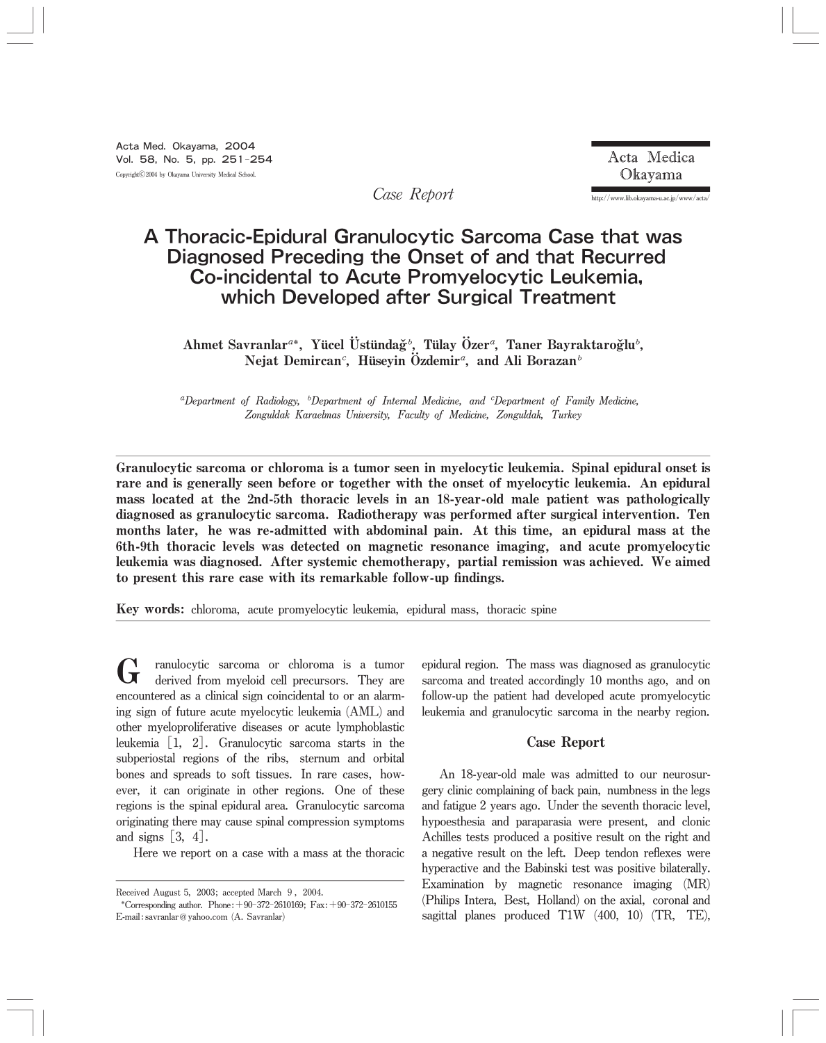Case Report

# A Thoracic-Epidural Granulocytic Sarcoma Case that was Diagnosed Preceding the Onset of and that Recurred Co-incidental to Acute Promyelocytic Leukemia, which Developed after Surgical Treatment

**Ahmet Savranlar[a*], Yücel Üstündağ[b], Tülay Özer[a], Taner Bayraktaroğlu[b], Nejat Demircan[c], Hüseyin Özdemir[a], and Ali Borazan[b]**

*[a]Department of Radiology, [b]Department of Internal Medicine, and [c]Department of Family Medicine, Zonguldak Karaelmas University, Faculty of Medicine, Zonguldak, Turkey*

**Granulocytic sarcoma or chloroma is a tumor seen in myelocytic leukemia. Spinal epidural onset is rare and is generally seen before or together with the onset of myelocytic leukemia. An epidural mass located at the 2nd-5th thoracic levels in an 18-year-old male patient was pathologically diagnosed as granulocytic sarcoma. Radiotherapy was performed after surgical intervention. Ten months later, he was re-admitted with abdominal pain. At this time, an epidural mass at the 6th-9th thoracic levels was detected on magnetic resonance imaging, and acute promyelocytic leukemia was diagnosed. After systemic chemotherapy, partial remission was achieved. We aimed to present this rare case with its remarkable follow-up findings.**

**Key words:** chloroma, acute promyelocytic leukemia, epidural mass, thoracic spine

Granulocytic sarcoma or chloroma is a tumor derived from myeloid cell precursors. They are encountered as a clinical sign coincidental to or an alarming sign of future acute myelocytic leukemia (AML) and other myeloproliferative diseases or acute lymphoblastic leukemia [1, 2]. Granulocytic sarcoma starts in the subperiostal regions of the ribs, sternum and orbital bones and spreads to soft tissues. In rare cases, however, it can originate in other regions. One of these regions is the spinal epidural area. Granulocytic sarcoma originating there may cause spinal compression symptoms and signs [3, 4].

Here we report on a case with a mass at the thoracic epidural region. The mass was diagnosed as granulocytic sarcoma and treated accordingly 10 months ago, and on follow-up the patient had developed acute promyelocytic leukemia and granulocytic sarcoma in the nearby region.

## Case Report

An 18-year-old male was admitted to our neurosurgery clinic complaining of back pain, numbness in the legs and fatigue 2 years ago. Under the seventh thoracic level, hypoesthesia and paraparasia were present, and clonic Achilles tests produced a positive result on the right and a negative result on the left. Deep tendon reflexes were hyperactive and the Babinski test was positive bilaterally. Examination by magnetic resonance imaging (MR) (Philips Intera, Best, Holland) on the axial, coronal and sagittal planes produced T1W (400, 10) (TR, TE),

Received August 5, 2003; accepted March 9, 2004.

*Corresponding author. Phone: +90-372-2610169; Fax: +90-372-2610155
E-mail: savranlar@yahoo.com (A. Savranlar)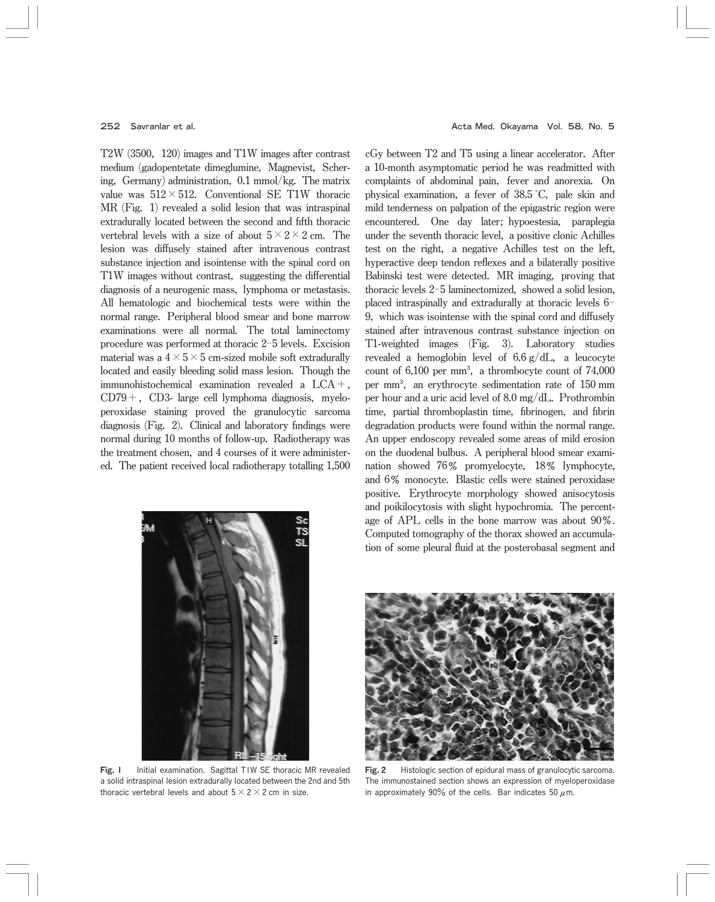T2W (3500, 120) images and T1W images after contrast medium (gadopentetate dimeglumine, Magnevist, Schering, Germany) administration, 0.1 mmol/kg. The matrix value was $512 \times 512$. Conventional SE T1W thoracic MR (Fig. 1) revealed a solid lesion that was intraspinal extradurally located between the second and fifth thoracic vertebral levels with a size of about $5 \times 2 \times 2$ cm. The lesion was diffusely stained after intravenous contrast substance injection and isointense with the spinal cord on T1W images without contrast, suggesting the differential diagnosis of a neurogenic mass, lymphoma or metastasis. All hematologic and biochemical tests were within the normal range. Peripheral blood smear and bone marrow examinations were all normal. The total laminectomy procedure was performed at thoracic 2–5 levels. Excision material was a $4 \times 5 \times 5$ cm-sized mobile soft extradurally located and easily bleeding solid mass lesion. Though the immunohistochemical examination revealed a LCA+, CD79+, CD3- large cell lymphoma diagnosis, myeloperoxidase staining proved the granulocytic sarcoma diagnosis (Fig. 2). Clinical and laboratory findings were normal during 10 months of follow-up. Radiotherapy was the treatment chosen, and 4 courses of it were administered. The patient received local radiotherapy totalling 1,500 cGy between T2 and T5 using a linear accelerator. After a 10-month asymptomatic period he was readmitted with complaints of abdominal pain, fever and anorexia. On physical examination, a fever of 38.5 °C, pale skin and mild tenderness on palpation of the epigastric region were encountered. One day later; hypoestesia, paraplegia under the seventh thoracic level, a positive clonic Achilles test on the right, a negative Achilles test on the left, hyperactive deep tendon reflexes and a bilaterally positive Babinski test were detected. MR imaging, proving that thoracic levels 2–5 laminectomized, showed a solid lesion, placed intraspinally and extradurally at thoracic levels 6–9, which was isointense with the spinal cord and diffusely stained after intravenous contrast substance injection on T1-weighted images (Fig. 3). Laboratory studies revealed a hemoglobin level of 6.6 g/dL, a leucocyte count of 6,100 per $mm^3$, a thrombocyte count of 74,000 per $mm^3$, an erythrocyte sedimentation rate of 150 mm per hour and a uric acid level of 8.0 mg/dL. Prothrombin time, partial thromboplastin time, fibrinogen, and fibrin degradation products were found within the normal range. An upper endoscopy revealed some areas of mild erosion on the duodenal bulbus. A peripheral blood smear examination showed 76% promyelocyte, 18% lymphocyte, and 6% monocyte. Blastic cells were stained peroxidase positive. Erythrocyte morphology showed anisocytosis and poikilocytosis with slight hypochromia. The percentage of APL cells in the bone marrow was about 90%. Computed tomography of the thorax showed an accumulation of some pleural fluid at the posterobasal segment and

**Fig. 1** Initial examination. Sagittal T1W SE thoracic MR revealed a solid intraspinal lesion extradurally located between the 2nd and 5th thoracic vertebral levels and about $5 \times 2 \times 2$ cm in size.

**Fig. 2** Histologic section of epidural mass of granulocytic sarcoma. The immunostained section shows an expression of myeloperoxidase in approximately 90% of the cells. Bar indicates 50 $\mu$m.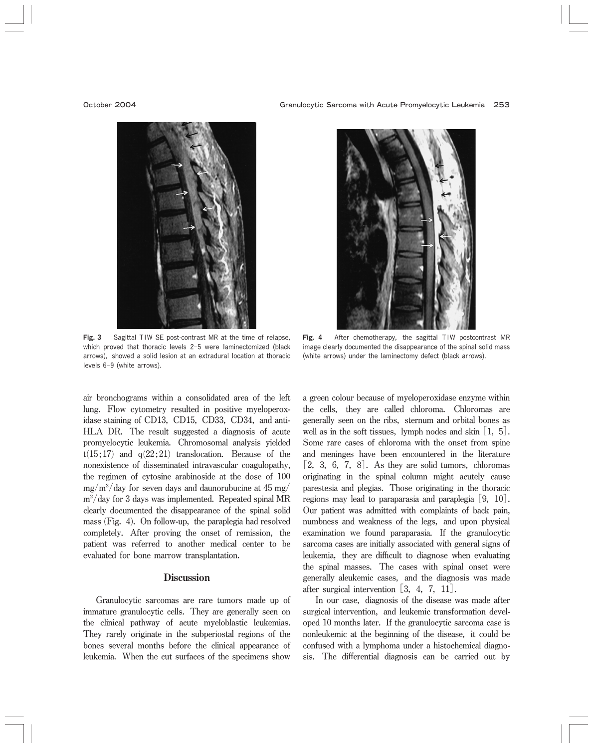Fig. 3 Sagittal T1W SE post-contrast MR at the time of relapse, which proved that thoracic levels 2–5 were laminectomized (black arrows), showed a solid lesion at an extradural location at thoracic levels 6–9 (white arrows).

Fig. 4 After chemotherapy, the sagittal T1W postcontrast MR image clearly documented the disappearance of the spinal solid mass (white arrows) under the laminectomy defect (black arrows).

air bronchograms within a consolidated area of the left lung. Flow cytometry resulted in positive myeloperoxidase staining of CD13, CD15, CD33, CD34, and anti-HLA DR. The result suggested a diagnosis of acute promyelocytic leukemia. Chromosomal analysis yielded t(15;17) and q(22;21) translocation. Because of the nonexistence of disseminated intravascular coagulopathy, the regimen of cytosine arabinoside at the dose of 100 mg/m$^2$/day for seven days and daunorubucine at 45 mg/m$^2$/day for 3 days was implemented. Repeated spinal MR clearly documented the disappearance of the spinal solid mass (Fig. 4). On follow-up, the paraplegia had resolved completely. After proving the onset of remission, the patient was referred to another medical center to be evaluated for bone marrow transplantation.

## Discussion

Granulocytic sarcomas are rare tumors made up of immature granulocytic cells. They are generally seen on the clinical pathway of acute myeloblastic leukemias. They rarely originate in the subperiostal regions of the bones several months before the clinical appearance of leukemia. When the cut surfaces of the specimens show a green colour because of myeloperoxidase enzyme within the cells, they are called chloroma. Chloromas are generally seen on the ribs, sternum and orbital bones as well as in the soft tissues, lymph nodes and skin [1, 5]. Some rare cases of chloroma with the onset from spine and meninges have been encountered in the literature [2, 3, 6, 7, 8]. As they are solid tumors, chloromas originating in the spinal column might acutely cause parestesia and plegias. Those originating in the thoracic regions may lead to paraparasia and paraplegia [9, 10]. Our patient was admitted with complaints of back pain, numbness and weakness of the legs, and upon physical examination we found paraparasia. If the granulocytic sarcoma cases are initially associated with general signs of leukemia, they are difficult to diagnose when evaluating the spinal masses. The cases with spinal onset were generally aleukemic cases, and the diagnosis was made after surgical intervention [3, 4, 7, 11].

In our case, diagnosis of the disease was made after surgical intervention, and leukemic transformation developed 10 months later. If the granulocytic sarcoma case is nonleukemic at the beginning of the disease, it could be confused with a lymphoma under a histochemical diagnosis. The differential diagnosis can be carried out by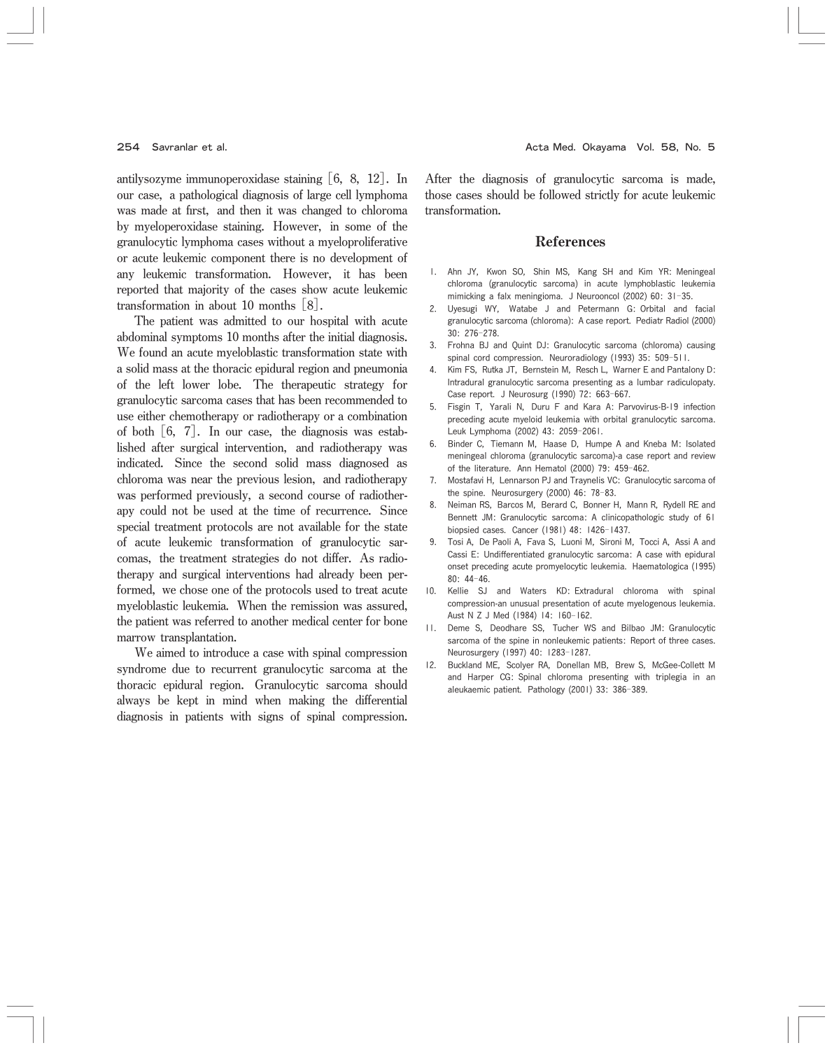antilysozyme immunoperoxidase staining [6, 8, 12]. In our case, a pathological diagnosis of large cell lymphoma was made at first, and then it was changed to chloroma by myeloperoxidase staining. However, in some of the granulocytic lymphoma cases without a myeloproliferative or acute leukemic component there is no development of any leukemic transformation. However, it has been reported that majority of the cases show acute leukemic transformation in about 10 months [8].

The patient was admitted to our hospital with acute abdominal symptoms 10 months after the initial diagnosis. We found an acute myeloblastic transformation state with a solid mass at the thoracic epidural region and pneumonia of the left lower lobe. The therapeutic strategy for granulocytic sarcoma cases that has been recommended to use either chemotherapy or radiotherapy or a combination of both [6, 7]. In our case, the diagnosis was established after surgical intervention, and radiotherapy was indicated. Since the second solid mass diagnosed as chloroma was near the previous lesion, and radiotherapy was performed previously, a second course of radiotherapy could not be used at the time of recurrence. Since special treatment protocols are not available for the state of acute leukemic transformation of granulocytic sarcomas, the treatment strategies do not differ. As radiotherapy and surgical interventions had already been performed, we chose one of the protocols used to treat acute myeloblastic leukemia. When the remission was assured, the patient was referred to another medical center for bone marrow transplantation.

We aimed to introduce a case with spinal compression syndrome due to recurrent granulocytic sarcoma at the thoracic epidural region. Granulocytic sarcoma should always be kept in mind when making the differential diagnosis in patients with signs of spinal compression. After the diagnosis of granulocytic sarcoma is made, those cases should be followed strictly for acute leukemic transformation.

## References

1. Ahn JY, Kwon SO, Shin MS, Kang SH and Kim YR: Meningeal chloroma (granulocytic sarcoma) in acute lymphoblastic leukemia mimicking a falx meningioma. J Neurooncol (2002) 60: 31–35.
2. Uyesugi WY, Watabe J and Petermann G: Orbital and facial granulocytic sarcoma (chloroma): A case report. Pediatr Radiol (2000) 30: 276–278.
3. Frohna BJ and Quint DJ: Granulocytic sarcoma (chloroma) causing spinal cord compression. Neuroradiology (1993) 35: 509–511.
4. Kim FS, Rutka JT, Bernstein M, Resch L, Warner E and Pantalony D: Intradural granulocytic sarcoma presenting as a lumbar radiculopaty. Case report. J Neurosurg (1990) 72: 663–667.
5. Fisgin T, Yarali N, Duru F and Kara A: Parvovirus-B-19 infection preceding acute myeloid leukemia with orbital granulocytic sarcoma. Leuk Lymphoma (2002) 43: 2059–2061.
6. Binder C, Tiemann M, Haase D, Humpe A and Kneba M: Isolated meningeal chloroma (granulocytic sarcoma)-a case report and review of the literature. Ann Hematol (2000) 79: 459–462.
7. Mostafavi H, Lennarson PJ and Traynelis VC: Granulocytic sarcoma of the spine. Neurosurgery (2000) 46: 78–83.
8. Neiman RS, Barcos M, Berard C, Bonner H, Mann R, Rydell RE and Bennett JM: Granulocytic sarcoma: A clinicopathologic study of 61 biopsied cases. Cancer (1981) 48: 1426–1437.
9. Tosi A, De Paoli A, Fava S, Luoni M, Sironi M, Tocci A, Assi A and Cassi E: Undifferentiated granulocytic sarcoma: A case with epidural onset preceding acute promyelocytic leukemia. Haematologica (1995) 80: 44–46.
10. Kellie SJ and Waters KD: Extradural chloroma with spinal compression-an unusual presentation of acute myelogenous leukemia. Aust N Z J Med (1984) 14: 160–162.
11. Deme S, Deodhare SS, Tucher WS and Bilbao JM: Granulocytic sarcoma of the spine in nonleukemic patients: Report of three cases. Neurosurgery (1997) 40: 1283–1287.
12. Buckland ME, Scolyer RA, Donellan MB, Brew S, McGee-Collett M and Harper CG: Spinal chloroma presenting with triplegia in an aleukaemic patient. Pathology (2001) 33: 386–389.